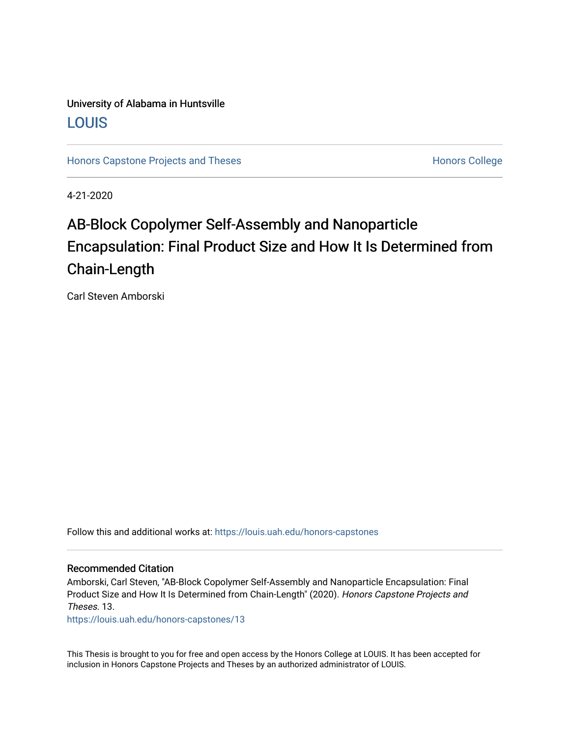University of Alabama in Huntsville

LOUIS

Honors Capstone Projects and Theses

Honors College

4-21-2020

# AB-Block Copolymer Self-Assembly and Nanoparticle Encapsulation: Final Product Size and How It Is Determined from Chain-Length

Carl Steven Amborski

Follow this and additional works at: https://louis.uah.edu/honors-capstones

## Recommended Citation

Amborski, Carl Steven, "AB-Block Copolymer Self-Assembly and Nanoparticle Encapsulation: Final Product Size and How It Is Determined from Chain-Length" (2020). *Honors Capstone Projects and Theses*. 13.
https://louis.uah.edu/honors-capstones/13

This Thesis is brought to you for free and open access by the Honors College at LOUIS. It has been accepted for inclusion in Honors Capstone Projects and Theses by an authorized administrator of LOUIS.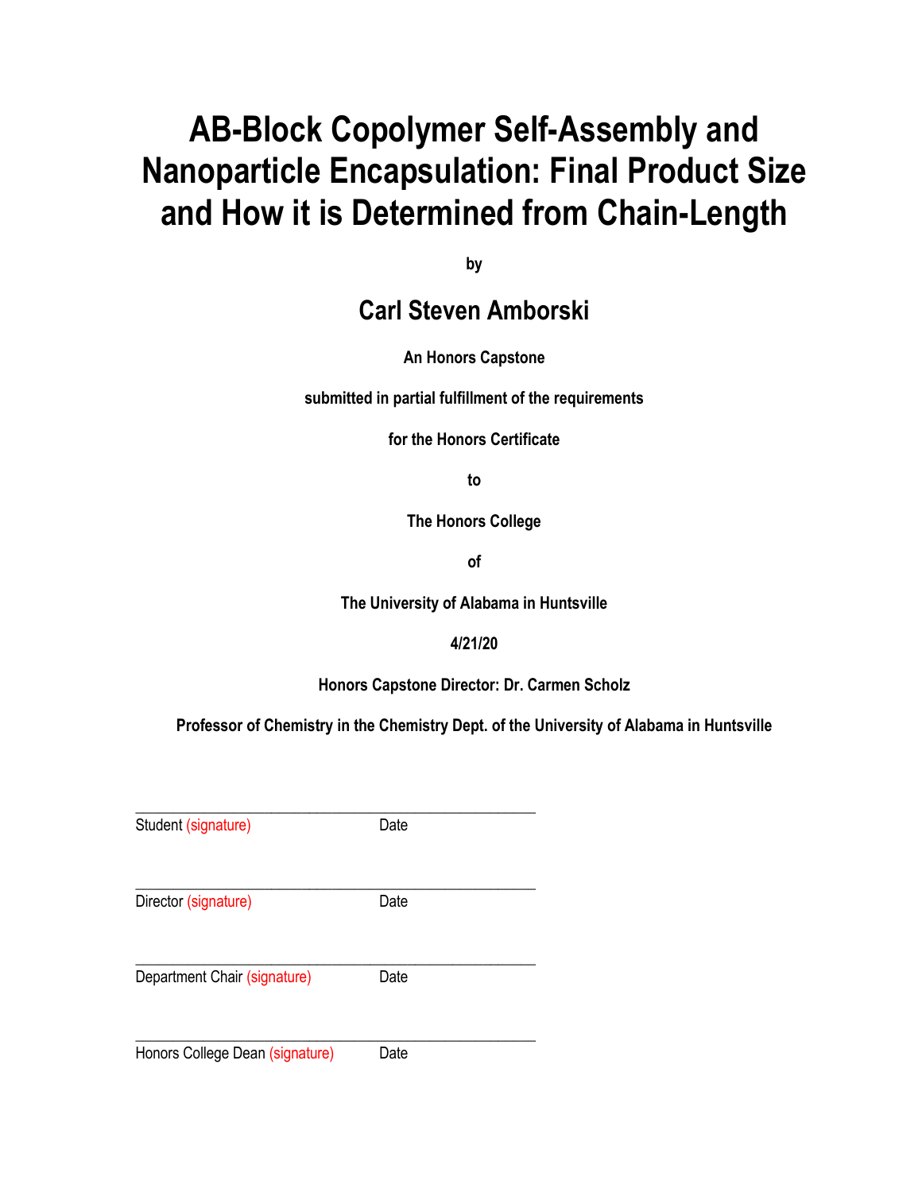# AB-Block Copolymer Self-Assembly and Nanoparticle Encapsulation: Final Product Size and How it is Determined from Chain-Length

**by**

## Carl Steven Amborski

**An Honors Capstone**

**submitted in partial fulfillment of the requirements**

**for the Honors Certificate**

**to**

**The Honors College**

**of**

**The University of Alabama in Huntsville**

**4/21/20**

**Honors Capstone Director: Dr. Carmen Scholz**

**Professor of Chemistry in the Chemistry Dept. of the University of Alabama in Huntsville**

\_\_\_\_\_\_\_\_\_\_\_\_\_\_\_\_\_\_\_\_\_\_\_\_\_\_\_\_\_\_\_\_\_\_\_\_\_\_\_\_\_\_\_\_\_\_\_\_

Student (signature) Date

\_\_\_\_\_\_\_\_\_\_\_\_\_\_\_\_\_\_\_\_\_\_\_\_\_\_\_\_\_\_\_\_\_\_\_\_\_\_\_\_\_\_\_\_\_\_\_\_

Director (signature) Date

\_\_\_\_\_\_\_\_\_\_\_\_\_\_\_\_\_\_\_\_\_\_\_\_\_\_\_\_\_\_\_\_\_\_\_\_\_\_\_\_\_\_\_\_\_\_\_\_

Department Chair (signature) Date

\_\_\_\_\_\_\_\_\_\_\_\_\_\_\_\_\_\_\_\_\_\_\_\_\_\_\_\_\_\_\_\_\_\_\_\_\_\_\_\_\_\_\_\_\_\_\_\_

Honors College Dean (signature) Date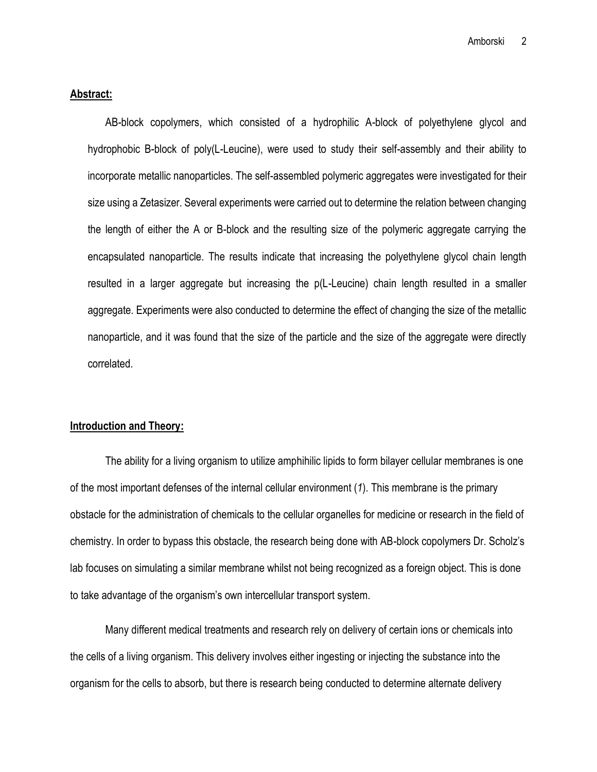## Abstract:

AB-block copolymers, which consisted of a hydrophilic A-block of polyethylene glycol and hydrophobic B-block of poly(L-Leucine), were used to study their self-assembly and their ability to incorporate metallic nanoparticles. The self-assembled polymeric aggregates were investigated for their size using a Zetasizer. Several experiments were carried out to determine the relation between changing the length of either the A or B-block and the resulting size of the polymeric aggregate carrying the encapsulated nanoparticle. The results indicate that increasing the polyethylene glycol chain length resulted in a larger aggregate but increasing the p(L-Leucine) chain length resulted in a smaller aggregate. Experiments were also conducted to determine the effect of changing the size of the metallic nanoparticle, and it was found that the size of the particle and the size of the aggregate were directly correlated.

## Introduction and Theory:

The ability for a living organism to utilize amphihilic lipids to form bilayer cellular membranes is one of the most important defenses of the internal cellular environment (*1*). This membrane is the primary obstacle for the administration of chemicals to the cellular organelles for medicine or research in the field of chemistry. In order to bypass this obstacle, the research being done with AB-block copolymers Dr. Scholz's lab focuses on simulating a similar membrane whilst not being recognized as a foreign object. This is done to take advantage of the organism's own intercellular transport system.

Many different medical treatments and research rely on delivery of certain ions or chemicals into the cells of a living organism. This delivery involves either ingesting or injecting the substance into the organism for the cells to absorb, but there is research being conducted to determine alternate delivery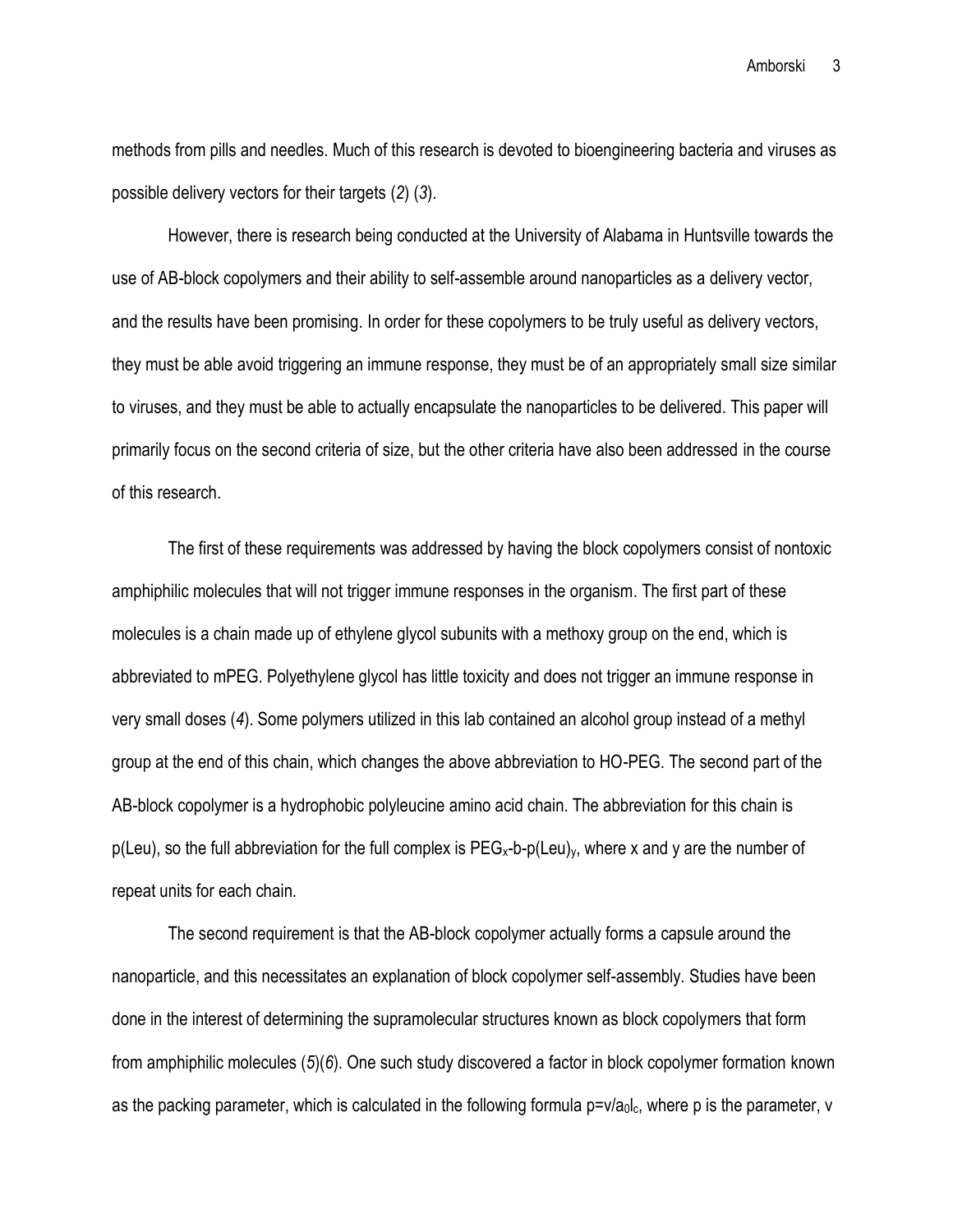methods from pills and needles. Much of this research is devoted to bioengineering bacteria and viruses as possible delivery vectors for their targets (*2*) (*3*).

However, there is research being conducted at the University of Alabama in Huntsville towards the use of AB-block copolymers and their ability to self-assemble around nanoparticles as a delivery vector, and the results have been promising. In order for these copolymers to be truly useful as delivery vectors, they must be able avoid triggering an immune response, they must be of an appropriately small size similar to viruses, and they must be able to actually encapsulate the nanoparticles to be delivered. This paper will primarily focus on the second criteria of size, but the other criteria have also been addressed in the course of this research.

The first of these requirements was addressed by having the block copolymers consist of nontoxic amphiphilic molecules that will not trigger immune responses in the organism. The first part of these molecules is a chain made up of ethylene glycol subunits with a methoxy group on the end, which is abbreviated to mPEG. Polyethylene glycol has little toxicity and does not trigger an immune response in very small doses (*4*). Some polymers utilized in this lab contained an alcohol group instead of a methyl group at the end of this chain, which changes the above abbreviation to HO-PEG. The second part of the AB-block copolymer is a hydrophobic polyleucine amino acid chain. The abbreviation for this chain is p(Leu), so the full abbreviation for the full complex is $PEG_x$-b-p(Leu)$_y$, where x and y are the number of repeat units for each chain.

The second requirement is that the AB-block copolymer actually forms a capsule around the nanoparticle, and this necessitates an explanation of block copolymer self-assembly. Studies have been done in the interest of determining the supramolecular structures known as block copolymers that form from amphiphilic molecules (*5*)(*6*). One such study discovered a factor in block copolymer formation known as the packing parameter, which is calculated in the following formula $p=v/a_0l_c$, where p is the parameter, v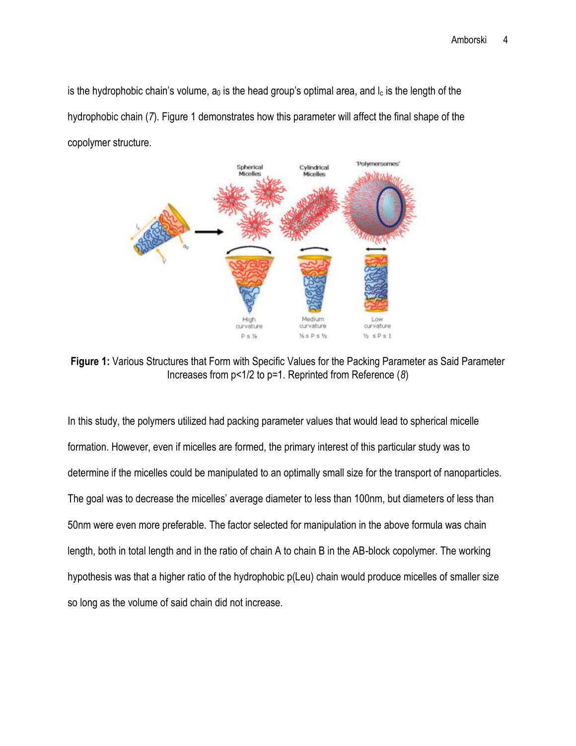is the hydrophobic chain's volume, $a_0$ is the head group's optimal area, and $l_c$ is the length of the hydrophobic chain (*7*). Figure 1 demonstrates how this parameter will affect the final shape of the copolymer structure.

**Figure 1:** Various Structures that Form with Specific Values for the Packing Parameter as Said Parameter Increases from p<1/2 to p=1. Reprinted from Reference (*8*)

In this study, the polymers utilized had packing parameter values that would lead to spherical micelle formation. However, even if micelles are formed, the primary interest of this particular study was to determine if the micelles could be manipulated to an optimally small size for the transport of nanoparticles. The goal was to decrease the micelles' average diameter to less than 100nm, but diameters of less than 50nm were even more preferable. The factor selected for manipulation in the above formula was chain length, both in total length and in the ratio of chain A to chain B in the AB-block copolymer. The working hypothesis was that a higher ratio of the hydrophobic p(Leu) chain would produce micelles of smaller size so long as the volume of said chain did not increase.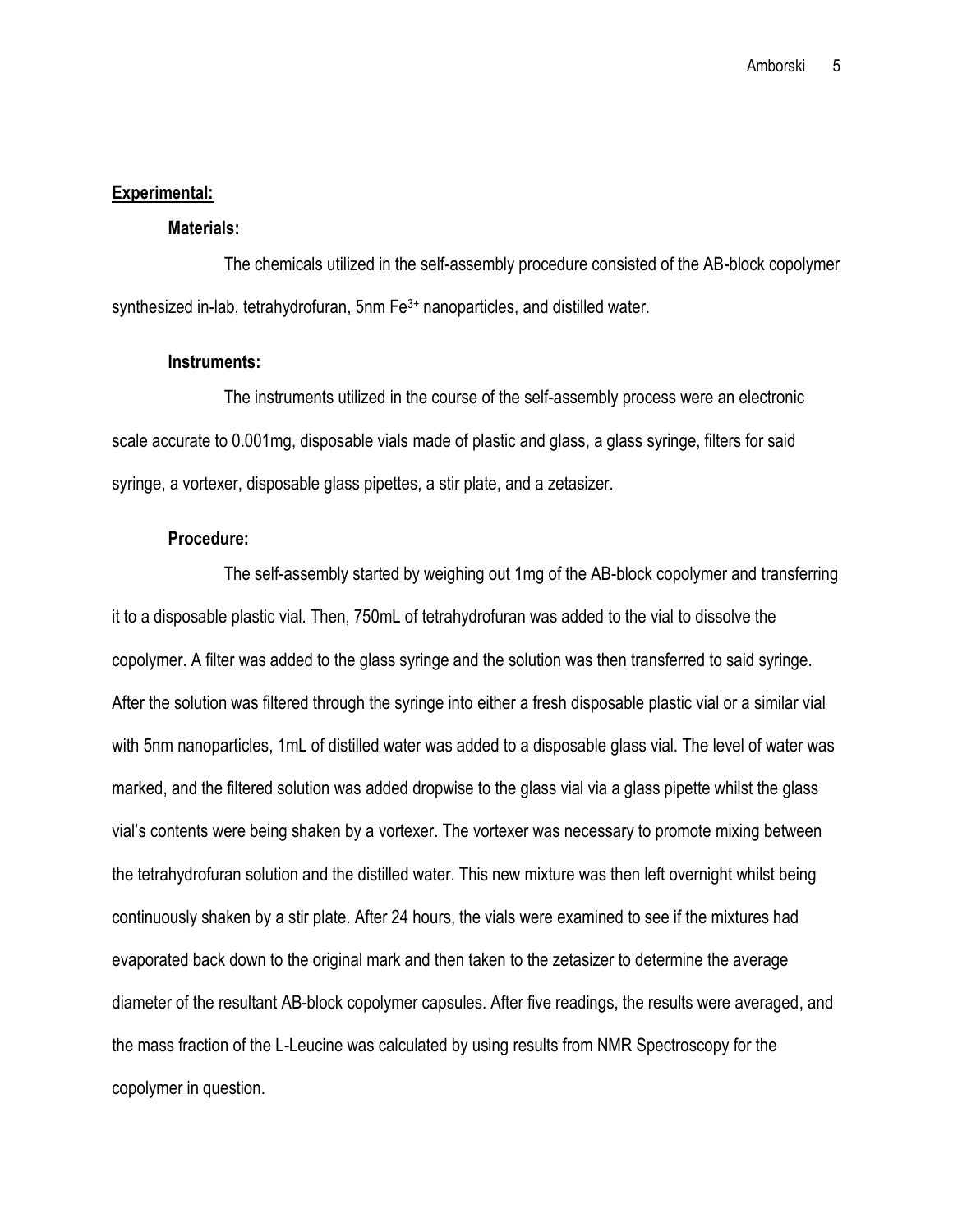## Experimental:

### Materials:

The chemicals utilized in the self-assembly procedure consisted of the AB-block copolymer synthesized in-lab, tetrahydrofuran, 5nm $Fe^{3+}$ nanoparticles, and distilled water.

### Instruments:

The instruments utilized in the course of the self-assembly process were an electronic scale accurate to 0.001mg, disposable vials made of plastic and glass, a glass syringe, filters for said syringe, a vortexer, disposable glass pipettes, a stir plate, and a zetasizer.

### Procedure:

The self-assembly started by weighing out 1mg of the AB-block copolymer and transferring it to a disposable plastic vial. Then, 750mL of tetrahydrofuran was added to the vial to dissolve the copolymer. A filter was added to the glass syringe and the solution was then transferred to said syringe. After the solution was filtered through the syringe into either a fresh disposable plastic vial or a similar vial with 5nm nanoparticles, 1mL of distilled water was added to a disposable glass vial. The level of water was marked, and the filtered solution was added dropwise to the glass vial via a glass pipette whilst the glass vial's contents were being shaken by a vortexer. The vortexer was necessary to promote mixing between the tetrahydrofuran solution and the distilled water. This new mixture was then left overnight whilst being continuously shaken by a stir plate. After 24 hours, the vials were examined to see if the mixtures had evaporated back down to the original mark and then taken to the zetasizer to determine the average diameter of the resultant AB-block copolymer capsules. After five readings, the results were averaged, and the mass fraction of the L-Leucine was calculated by using results from NMR Spectroscopy for the copolymer in question.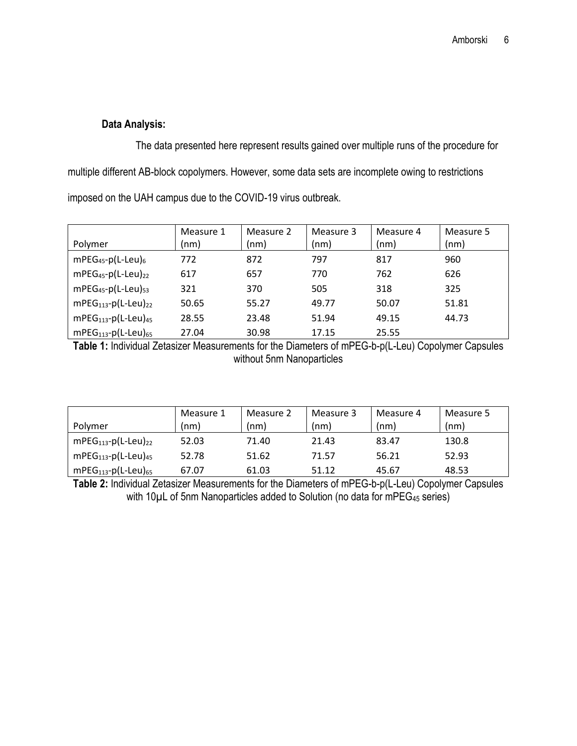**Data Analysis:**

The data presented here represent results gained over multiple runs of the procedure for multiple different AB-block copolymers. However, some data sets are incomplete owing to restrictions imposed on the UAH campus due to the COVID-19 virus outbreak.

| Polymer | Measure 1 (nm) | Measure 2 (nm) | Measure 3 (nm) | Measure 4 (nm) | Measure 5 (nm) |
|---|---|---|---|---|---|
| $mPEG_{45}$-$p(L\text{-}Leu)_{6}$ | 772 | 872 | 797 | 817 | 960 |
| $mPEG_{45}$-$p(L\text{-}Leu)_{22}$ | 617 | 657 | 770 | 762 | 626 |
| $mPEG_{45}$-$p(L\text{-}Leu)_{53}$ | 321 | 370 | 505 | 318 | 325 |
| $mPEG_{113}$-$p(L\text{-}Leu)_{22}$ | 50.65 | 55.27 | 49.77 | 50.07 | 51.81 |
| $mPEG_{113}$-$p(L\text{-}Leu)_{45}$ | 28.55 | 23.48 | 51.94 | 49.15 | 44.73 |
| $mPEG_{113}$-$p(L\text{-}Leu)_{65}$ | 27.04 | 30.98 | 17.15 | 25.55 | |

**Table 1:** Individual Zetasizer Measurements for the Diameters of mPEG-b-p(L-Leu) Copolymer Capsules without 5nm Nanoparticles

| Polymer | Measure 1 (nm) | Measure 2 (nm) | Measure 3 (nm) | Measure 4 (nm) | Measure 5 (nm) |
|---|---|---|---|---|---|
| $mPEG_{113}$-$p(L\text{-}Leu)_{22}$ | 52.03 | 71.40 | 21.43 | 83.47 | 130.8 |
| $mPEG_{113}$-$p(L\text{-}Leu)_{45}$ | 52.78 | 51.62 | 71.57 | 56.21 | 52.93 |
| $mPEG_{113}$-$p(L\text{-}Leu)_{65}$ | 67.07 | 61.03 | 51.12 | 45.67 | 48.53 |

**Table 2:** Individual Zetasizer Measurements for the Diameters of mPEG-b-p(L-Leu) Copolymer Capsules with 10μL of 5nm Nanoparticles added to Solution (no data for $mPEG_{45}$ series)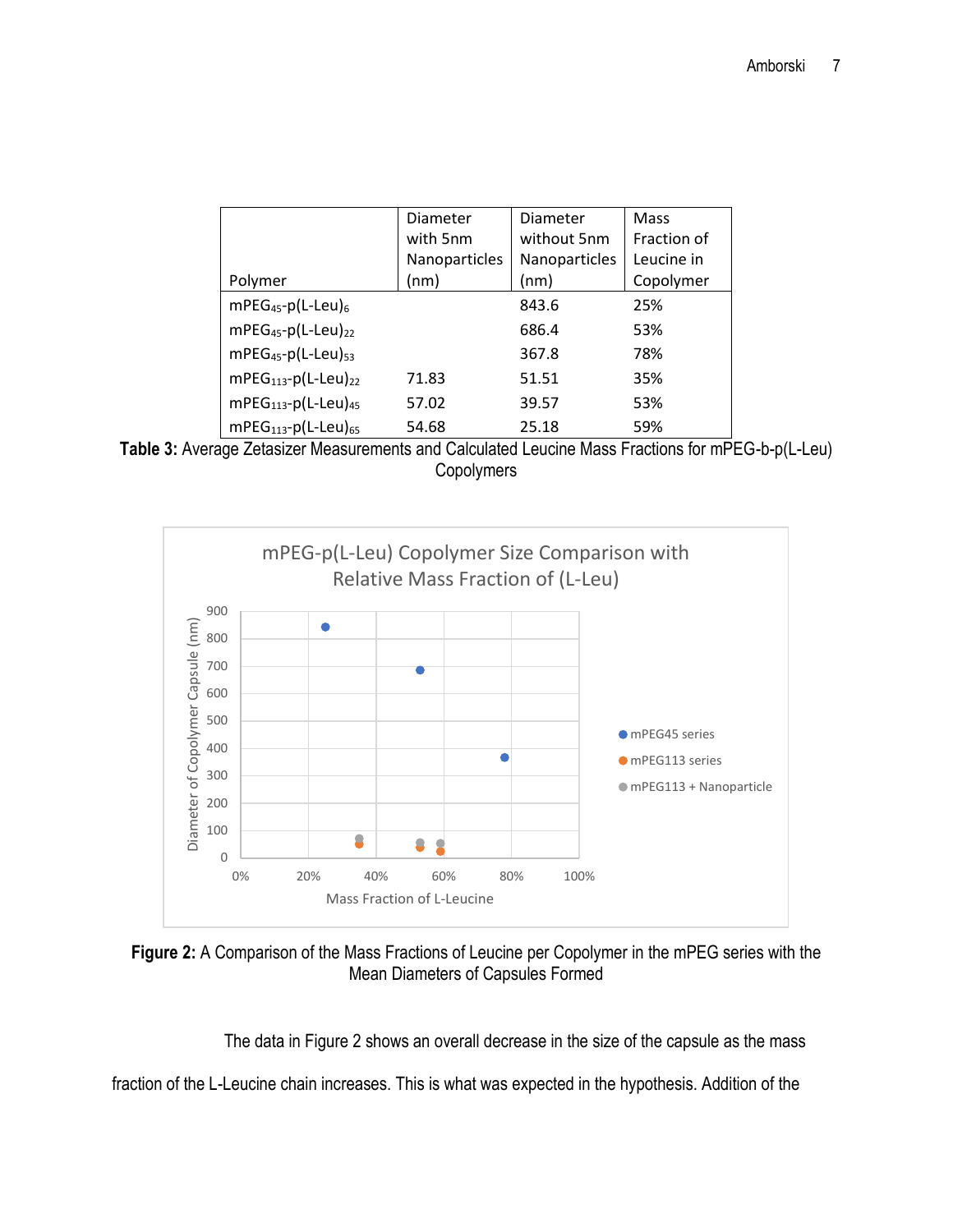| Polymer | Diameter with 5nm Nanoparticles (nm) | Diameter without 5nm Nanoparticles (nm) | Mass Fraction of Leucine in Copolymer |
|---|---|---|---|
| $mPEG_{45}$-p(L-Leu)$_6$ | | 843.6 | 25% |
| $mPEG_{45}$-p(L-Leu)$_{22}$ | | 686.4 | 53% |
| $mPEG_{45}$-p(L-Leu)$_{53}$ | | 367.8 | 78% |
| $mPEG_{113}$-p(L-Leu)$_{22}$ | 71.83 | 51.51 | 35% |
| $mPEG_{113}$-p(L-Leu)$_{45}$ | 57.02 | 39.57 | 53% |
| $mPEG_{113}$-p(L-Leu)$_{65}$ | 54.68 | 25.18 | 59% |

**Table 3:** Average Zetasizer Measurements and Calculated Leucine Mass Fractions for mPEG-b-p(L-Leu) Copolymers

**Figure 2:** A Comparison of the Mass Fractions of Leucine per Copolymer in the mPEG series with the Mean Diameters of Capsules Formed

The data in Figure 2 shows an overall decrease in the size of the capsule as the mass fraction of the L-Leucine chain increases. This is what was expected in the hypothesis. Addition of the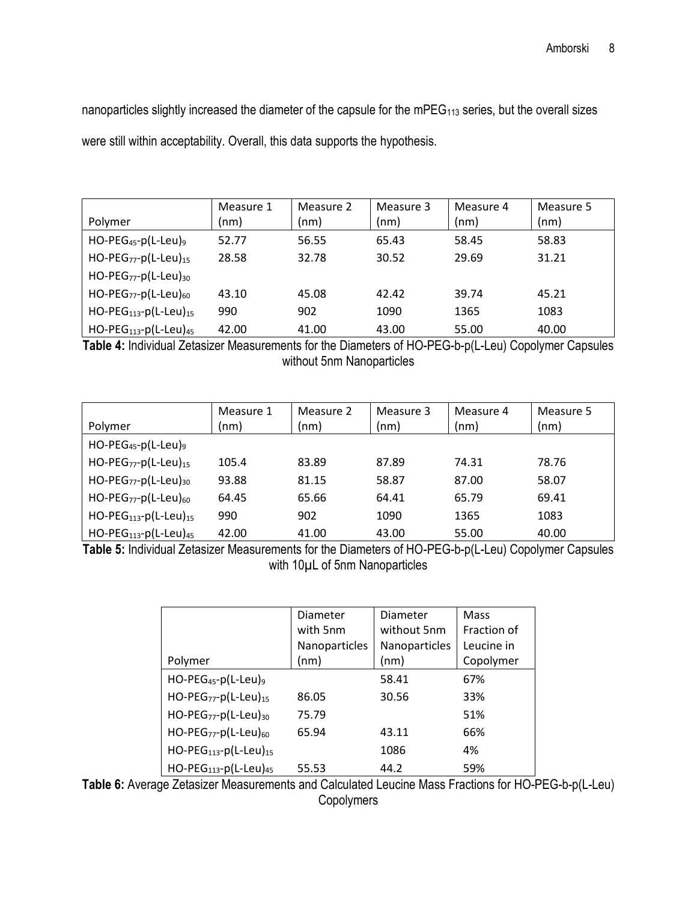nanoparticles slightly increased the diameter of the capsule for the $mPEG_{113}$ series, but the overall sizes were still within acceptability. Overall, this data supports the hypothesis.

| Polymer | Measure 1 (nm) | Measure 2 (nm) | Measure 3 (nm) | Measure 4 (nm) | Measure 5 (nm) |
|---|---|---|---|---|---|
| $HO\text{-}PEG_{45}\text{-}p(L\text{-}Leu)_{9}$ | 52.77 | 56.55 | 65.43 | 58.45 | 58.83 |
| $HO\text{-}PEG_{77}\text{-}p(L\text{-}Leu)_{15}$ | 28.58 | 32.78 | 30.52 | 29.69 | 31.21 |
| $HO\text{-}PEG_{77}\text{-}p(L\text{-}Leu)_{30}$ | | | | | |
| $HO\text{-}PEG_{77}\text{-}p(L\text{-}Leu)_{60}$ | 43.10 | 45.08 | 42.42 | 39.74 | 45.21 |
| $HO\text{-}PEG_{113}\text{-}p(L\text{-}Leu)_{15}$ | 990 | 902 | 1090 | 1365 | 1083 |
| $HO\text{-}PEG_{113}\text{-}p(L\text{-}Leu)_{45}$ | 42.00 | 41.00 | 43.00 | 55.00 | 40.00 |

**Table 4:** Individual Zetasizer Measurements for the Diameters of HO-PEG-b-p(L-Leu) Copolymer Capsules without 5nm Nanoparticles

| Polymer | Measure 1 (nm) | Measure 2 (nm) | Measure 3 (nm) | Measure 4 (nm) | Measure 5 (nm) |
|---|---|---|---|---|---|
| $HO\text{-}PEG_{45}\text{-}p(L\text{-}Leu)_{9}$ | | | | | |
| $HO\text{-}PEG_{77}\text{-}p(L\text{-}Leu)_{15}$ | 105.4 | 83.89 | 87.89 | 74.31 | 78.76 |
| $HO\text{-}PEG_{77}\text{-}p(L\text{-}Leu)_{30}$ | 93.88 | 81.15 | 58.87 | 87.00 | 58.07 |
| $HO\text{-}PEG_{77}\text{-}p(L\text{-}Leu)_{60}$ | 64.45 | 65.66 | 64.41 | 65.79 | 69.41 |
| $HO\text{-}PEG_{113}\text{-}p(L\text{-}Leu)_{15}$ | 990 | 902 | 1090 | 1365 | 1083 |
| $HO\text{-}PEG_{113}\text{-}p(L\text{-}Leu)_{45}$ | 42.00 | 41.00 | 43.00 | 55.00 | 40.00 |

**Table 5:** Individual Zetasizer Measurements for the Diameters of HO-PEG-b-p(L-Leu) Copolymer Capsules with 10μL of 5nm Nanoparticles

| Polymer | Diameter with 5nm Nanoparticles (nm) | Diameter without 5nm Nanoparticles (nm) | Mass Fraction of Leucine in Copolymer |
|---|---|---|---|
| $HO\text{-}PEG_{45}\text{-}p(L\text{-}Leu)_{9}$ | | 58.41 | 67% |
| $HO\text{-}PEG_{77}\text{-}p(L\text{-}Leu)_{15}$ | 86.05 | 30.56 | 33% |
| $HO\text{-}PEG_{77}\text{-}p(L\text{-}Leu)_{30}$ | 75.79 | | 51% |
| $HO\text{-}PEG_{77}\text{-}p(L\text{-}Leu)_{60}$ | 65.94 | 43.11 | 66% |
| $HO\text{-}PEG_{113}\text{-}p(L\text{-}Leu)_{15}$ | | 1086 | 4% |
| $HO\text{-}PEG_{113}\text{-}p(L\text{-}Leu)_{45}$ | 55.53 | 44.2 | 59% |

**Table 6:** Average Zetasizer Measurements and Calculated Leucine Mass Fractions for HO-PEG-b-p(L-Leu) Copolymers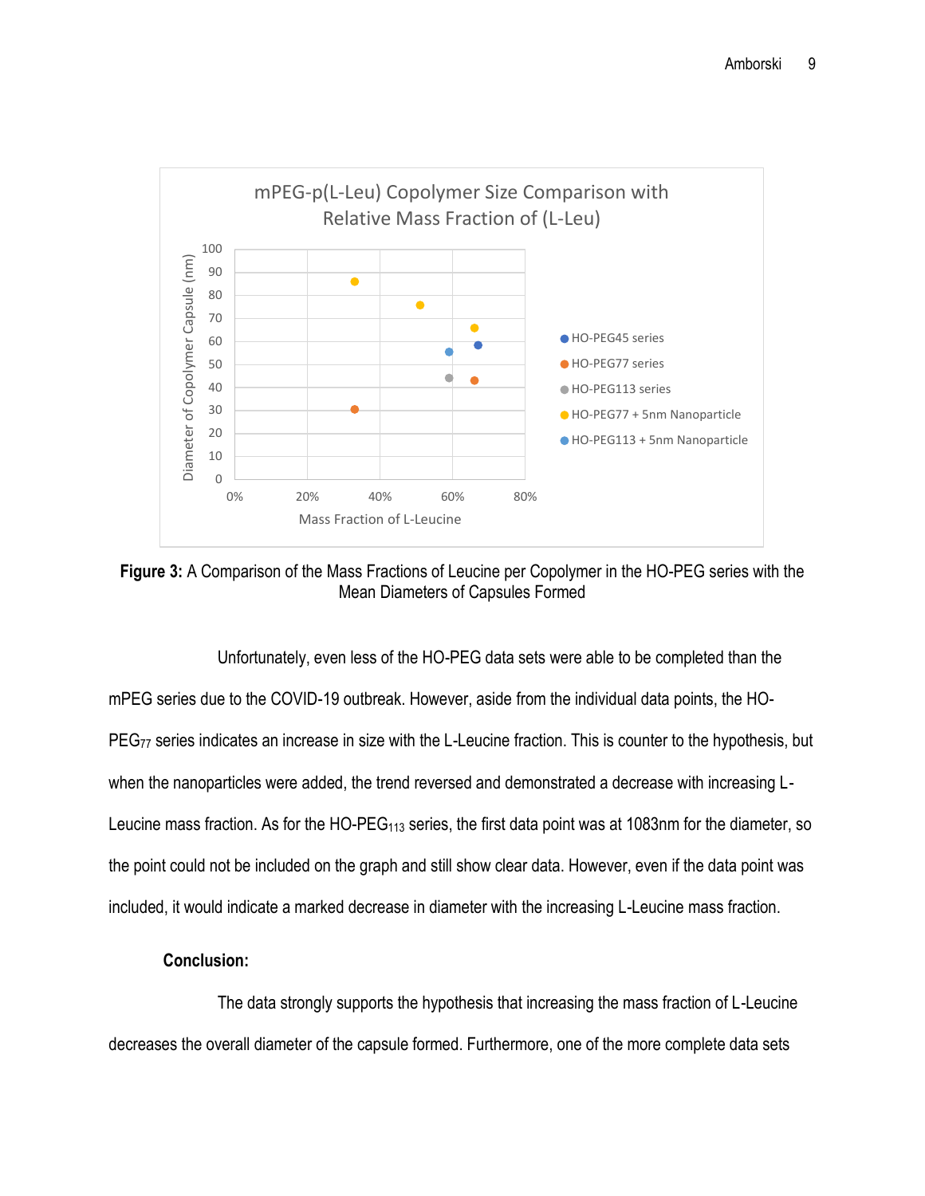**Figure 3:** A Comparison of the Mass Fractions of Leucine per Copolymer in the HO-PEG series with the Mean Diameters of Capsules Formed

Unfortunately, even less of the HO-PEG data sets were able to be completed than the mPEG series due to the COVID-19 outbreak. However, aside from the individual data points, the HO-$PEG_{77}$ series indicates an increase in size with the L-Leucine fraction. This is counter to the hypothesis, but when the nanoparticles were added, the trend reversed and demonstrated a decrease with increasing L-Leucine mass fraction. As for the HO-$PEG_{113}$ series, the first data point was at 1083nm for the diameter, so the point could not be included on the graph and still show clear data. However, even if the data point was included, it would indicate a marked decrease in diameter with the increasing L-Leucine mass fraction.

**Conclusion:**

The data strongly supports the hypothesis that increasing the mass fraction of L-Leucine decreases the overall diameter of the capsule formed. Furthermore, one of the more complete data sets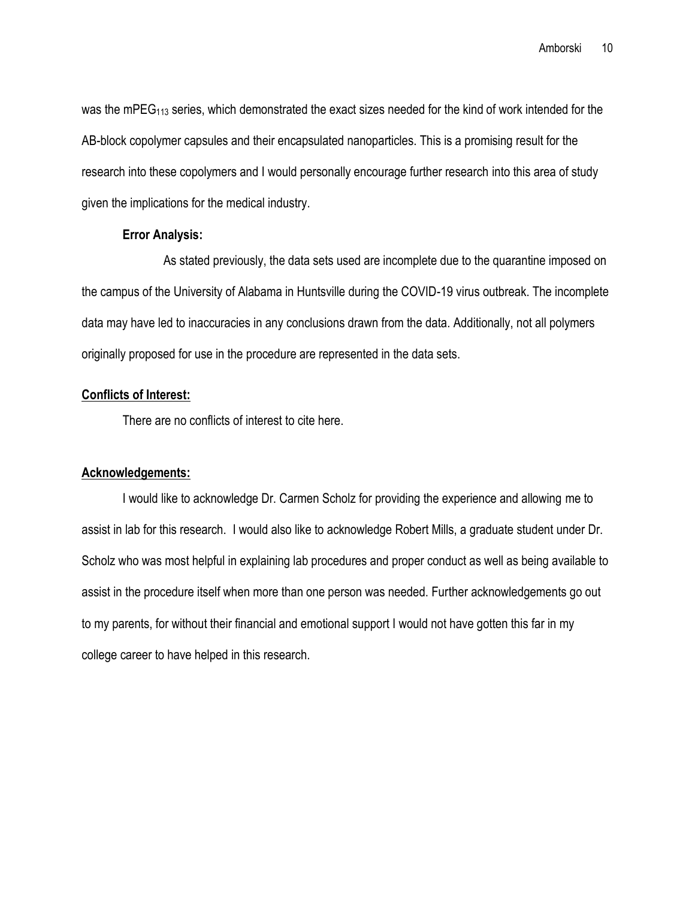was the $mPEG_{113}$ series, which demonstrated the exact sizes needed for the kind of work intended for the AB-block copolymer capsules and their encapsulated nanoparticles. This is a promising result for the research into these copolymers and I would personally encourage further research into this area of study given the implications for the medical industry.

### Error Analysis:

As stated previously, the data sets used are incomplete due to the quarantine imposed on the campus of the University of Alabama in Huntsville during the COVID-19 virus outbreak. The incomplete data may have led to inaccuracies in any conclusions drawn from the data. Additionally, not all polymers originally proposed for use in the procedure are represented in the data sets.

## Conflicts of Interest:

There are no conflicts of interest to cite here.

## Acknowledgements:

I would like to acknowledge Dr. Carmen Scholz for providing the experience and allowing me to assist in lab for this research. I would also like to acknowledge Robert Mills, a graduate student under Dr. Scholz who was most helpful in explaining lab procedures and proper conduct as well as being available to assist in the procedure itself when more than one person was needed. Further acknowledgements go out to my parents, for without their financial and emotional support I would not have gotten this far in my college career to have helped in this research.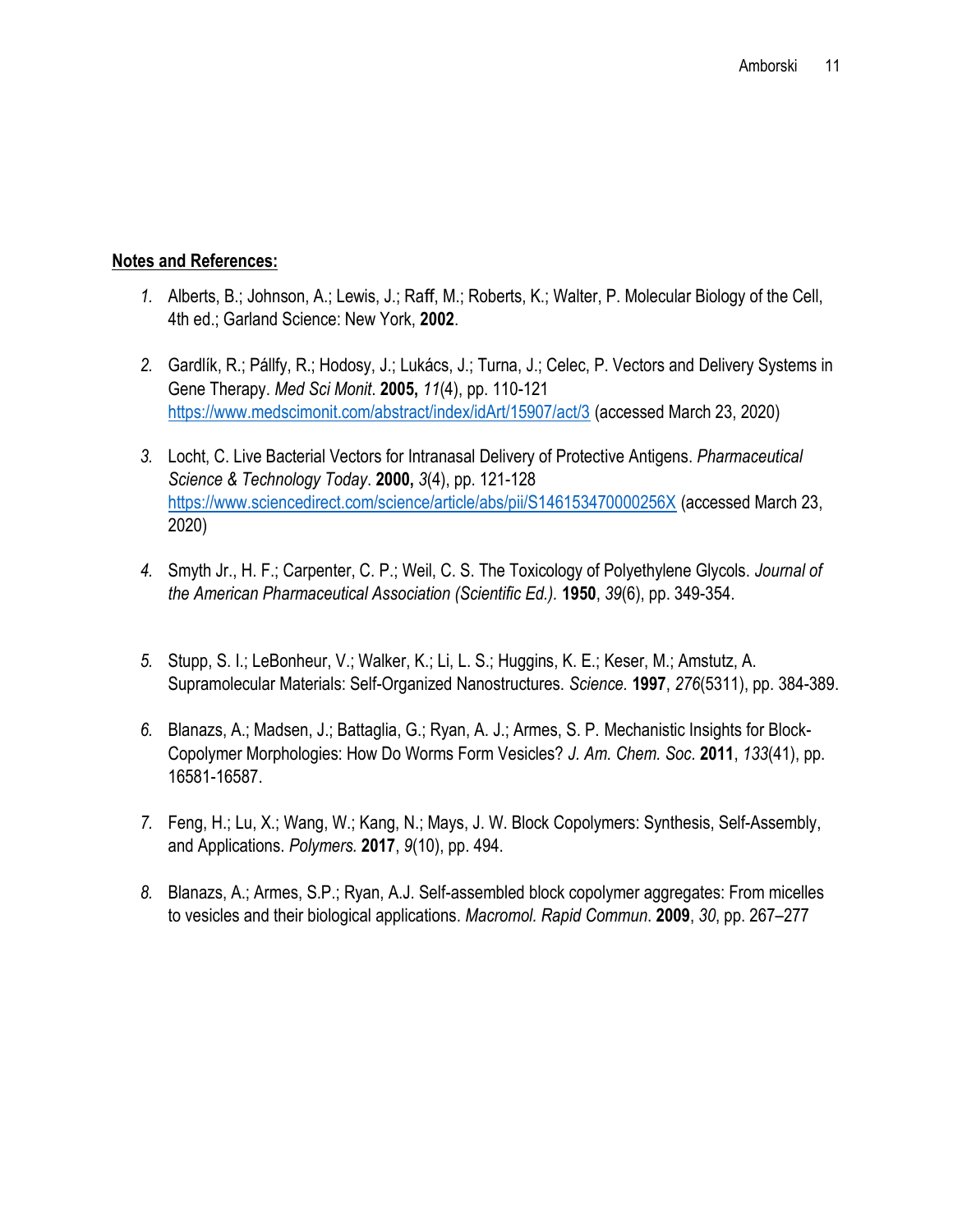**Notes and References:**

1. Alberts, B.; Johnson, A.; Lewis, J.; Raff, M.; Roberts, K.; Walter, P. Molecular Biology of the Cell, 4th ed.; Garland Science: New York, **2002**.

2. Gardlík, R.; Pállfy, R.; Hodosy, J.; Lukács, J.; Turna, J.; Celec, P. Vectors and Delivery Systems in Gene Therapy. *Med Sci Monit*. **2005,** *11*(4), pp. 110-121 https://www.medscimonit.com/abstract/index/idArt/15907/act/3 (accessed March 23, 2020)

3. Locht, C. Live Bacterial Vectors for Intranasal Delivery of Protective Antigens. *Pharmaceutical Science & Technology Today*. **2000,** *3*(4), pp. 121-128 https://www.sciencedirect.com/science/article/abs/pii/S146153470000256X (accessed March 23, 2020)

4. Smyth Jr., H. F.; Carpenter, C. P.; Weil, C. S. The Toxicology of Polyethylene Glycols. *Journal of the American Pharmaceutical Association (Scientific Ed.).* **1950**, *39*(6), pp. 349-354.

5. Stupp, S. I.; LeBonheur, V.; Walker, K.; Li, L. S.; Huggins, K. E.; Keser, M.; Amstutz, A. Supramolecular Materials: Self-Organized Nanostructures. *Science.* **1997**, *276*(5311), pp. 384-389.

6. Blanazs, A.; Madsen, J.; Battaglia, G.; Ryan, A. J.; Armes, S. P. Mechanistic Insights for Block-Copolymer Morphologies: How Do Worms Form Vesicles? *J. Am. Chem. Soc.* **2011**, *133*(41), pp. 16581-16587.

7. Feng, H.; Lu, X.; Wang, W.; Kang, N.; Mays, J. W. Block Copolymers: Synthesis, Self-Assembly, and Applications. *Polymers.* **2017**, *9*(10), pp. 494.

8. Blanazs, A.; Armes, S.P.; Ryan, A.J. Self-assembled block copolymer aggregates: From micelles to vesicles and their biological applications. *Macromol. Rapid Commun*. **2009**, *30*, pp. 267–277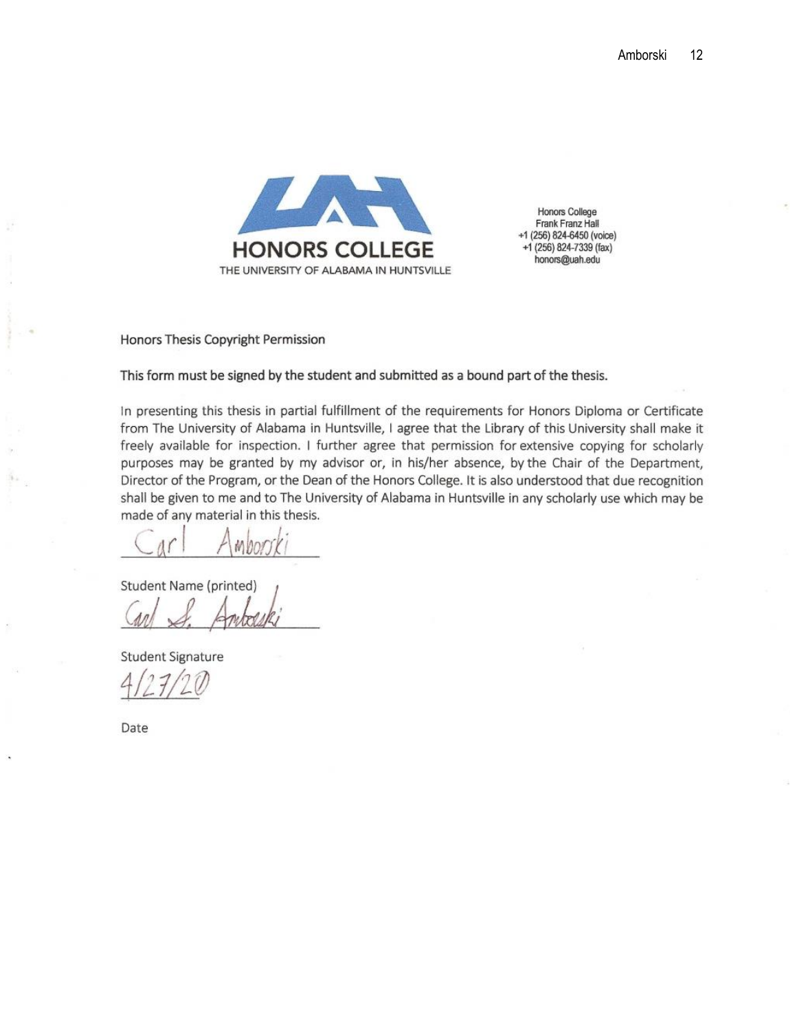HONORS COLLEGE
THE UNIVERSITY OF ALABAMA IN HUNTSVILLE

Honors College
Frank Franz Hall
+1 (256) 824-6450 (voice)
+1 (256) 824-7339 (fax)
honors@uah.edu

Honors Thesis Copyright Permission

**This form must be signed by the student and submitted as a bound part of the thesis.**

In presenting this thesis in partial fulfillment of the requirements for Honors Diploma or Certificate from The University of Alabama in Huntsville, I agree that the Library of this University shall make it freely available for inspection. I further agree that permission for extensive copying for scholarly purposes may be granted by my advisor or, in his/her absence, by the Chair of the Department, Director of the Program, or the Dean of the Honors College. It is also understood that due recognition shall be given to me and to The University of Alabama in Huntsville in any scholarly use which may be made of any material in this thesis.

Carl Amborski

Student Name (printed)

Carl S. Amborski

Student Signature

4/27/20

Date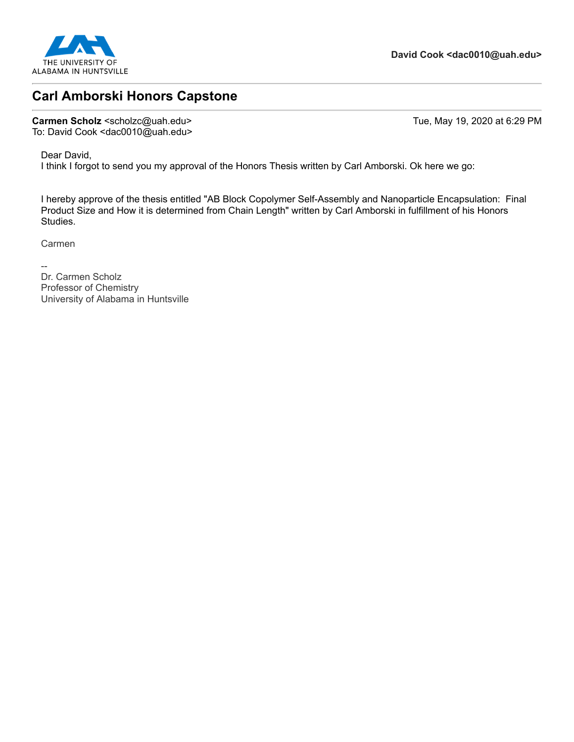THE UNIVERSITY OF ALABAMA IN HUNTSVILLE

**David Cook <dac0010@uah.edu>**

## Carl Amborski Honors Capstone

**Carmen Scholz** <scholzc@uah.edu>
To: David Cook <dac0010@uah.edu>

Tue, May 19, 2020 at 6:29 PM

Dear David,
I think I forgot to send you my approval of the Honors Thesis written by Carl Amborski. Ok here we go:

I hereby approve of the thesis entitled "AB Block Copolymer Self-Assembly and Nanoparticle Encapsulation: Final Product Size and How it is determined from Chain Length" written by Carl Amborski in fulfillment of his Honors Studies.

Carmen

--
Dr. Carmen Scholz
Professor of Chemistry
University of Alabama in Huntsville